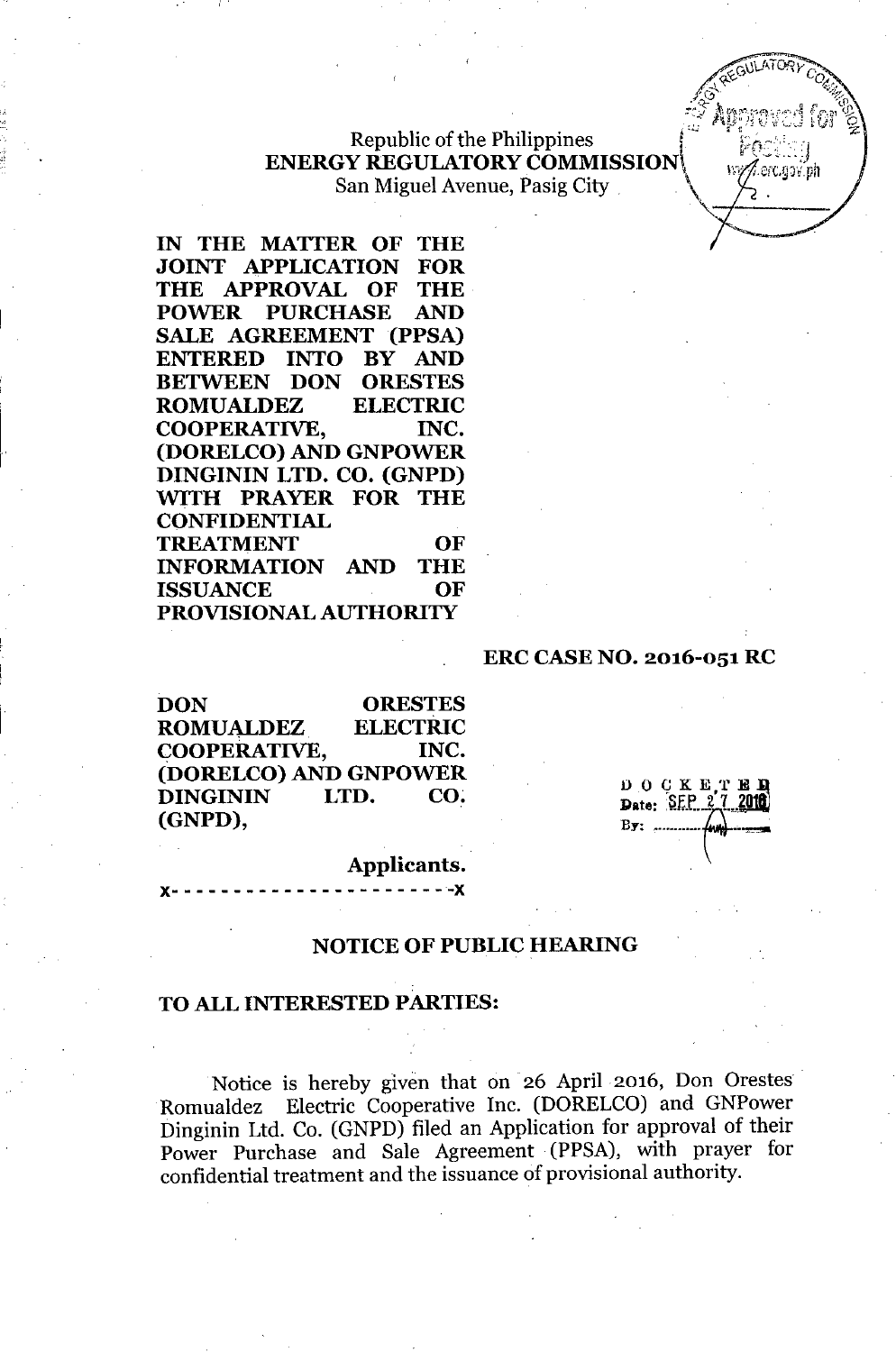Republic of the Philippines
**ENERGY REGULATORY COMMISSION**
San Miguel Avenue, Pasig City

**IN THE MATTER OF THE JOINT APPLICATION FOR THE APPROVAL OF THE POWER PURCHASE AND SALE AGREEMENT (PPSA) ENTERED INTO BY AND BETWEEN DON ORESTES ROMUALDEZ ELECTRIC COOPERATIVE, INC. (DORELCO) AND GNPOWER DINGININ LTD. CO. (GNPD) WITH PRAYER FOR THE CONFIDENTIAL TREATMENT OF INFORMATION AND THE ISSUANCE OF PROVISIONAL AUTHORITY**

**ERC CASE NO. 2016-051 RC**

**DON ORESTES ROMUALDEZ ELECTRIC COOPERATIVE, INC. (DORELCO) AND GNPOWER DINGININ LTD. CO. (GNPD),**

**Applicants.**

x- - - - - - - - - - - - - - - - - - - - - - -x

DOCKETED
Date: SEP 27 2016
By:

## NOTICE OF PUBLIC HEARING

## TO ALL INTERESTED PARTIES:

Notice is hereby given that on 26 April 2016, Don Orestes Romualdez Electric Cooperative Inc. (DORELCO) and GNPower Dinginin Ltd. Co. (GNPD) filed an Application for approval of their Power Purchase and Sale Agreement (PPSA), with prayer for confidential treatment and the issuance of provisional authority.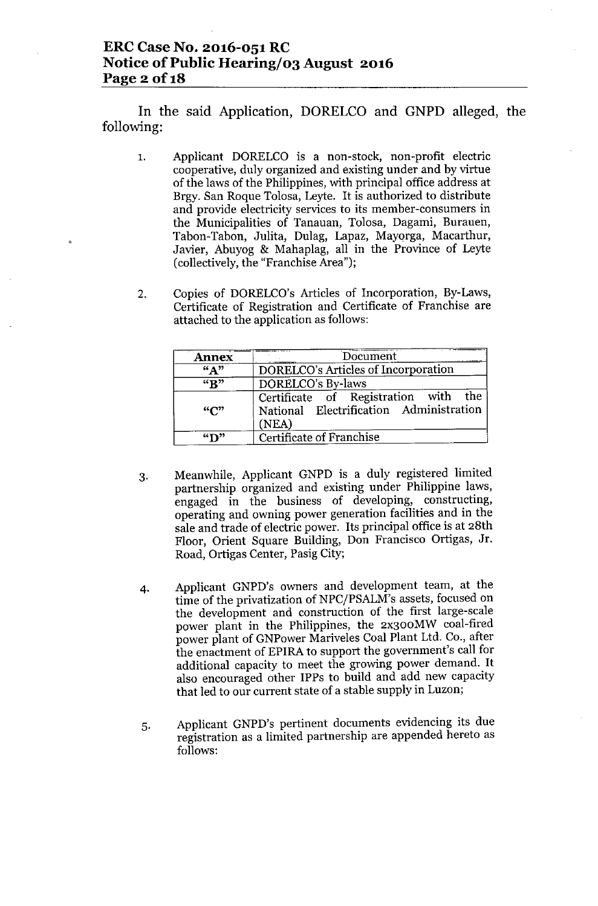In the said Application, DORELCO and GNPD alleged, the following:

1. Applicant DORELCO is a non-stock, non-profit electric cooperative, duly organized and existing under and by virtue of the laws of the Philippines, with principal office address at Brgy. San Roque Tolosa, Leyte. It is authorized to distribute and provide electricity services to its member-consumers in the Municipalities of Tanauan, Tolosa, Dagami, Burauen, Tabon-Tabon, Julita, Dulag, Lapaz, Mayorga, Macarthur, Javier, Abuyog & Mahaplag, all in the Province of Leyte (collectively, the "Franchise Area");

2. Copies of DORELCO's Articles of Incorporation, By-Laws, Certificate of Registration and Certificate of Franchise are attached to the application as follows:

| Annex | Document |
|---|---|
| "A" | DORELCO's Articles of Incorporation |
| "B" | DORELCO's By-laws |
| "C" | Certificate of Registration with the National Electrification Administration (NEA) |
| "D" | Certificate of Franchise |

3. Meanwhile, Applicant GNPD is a duly registered limited partnership organized and existing under Philippine laws, engaged in the business of developing, constructing, operating and owning power generation facilities and in the sale and trade of electric power. Its principal office is at 28th Floor, Orient Square Building, Don Francisco Ortigas, Jr. Road, Ortigas Center, Pasig City;

4. Applicant GNPD's owners and development team, at the time of the privatization of NPC/PSALM's assets, focused on the development and construction of the first large-scale power plant in the Philippines, the 2x300MW coal-fired power plant of GNPower Mariveles Coal Plant Ltd. Co., after the enactment of EPIRA to support the government's call for additional capacity to meet the growing power demand. It also encouraged other IPPs to build and add new capacity that led to our current state of a stable supply in Luzon;

5. Applicant GNPD's pertinent documents evidencing its due registration as a limited partnership are appended hereto as follows: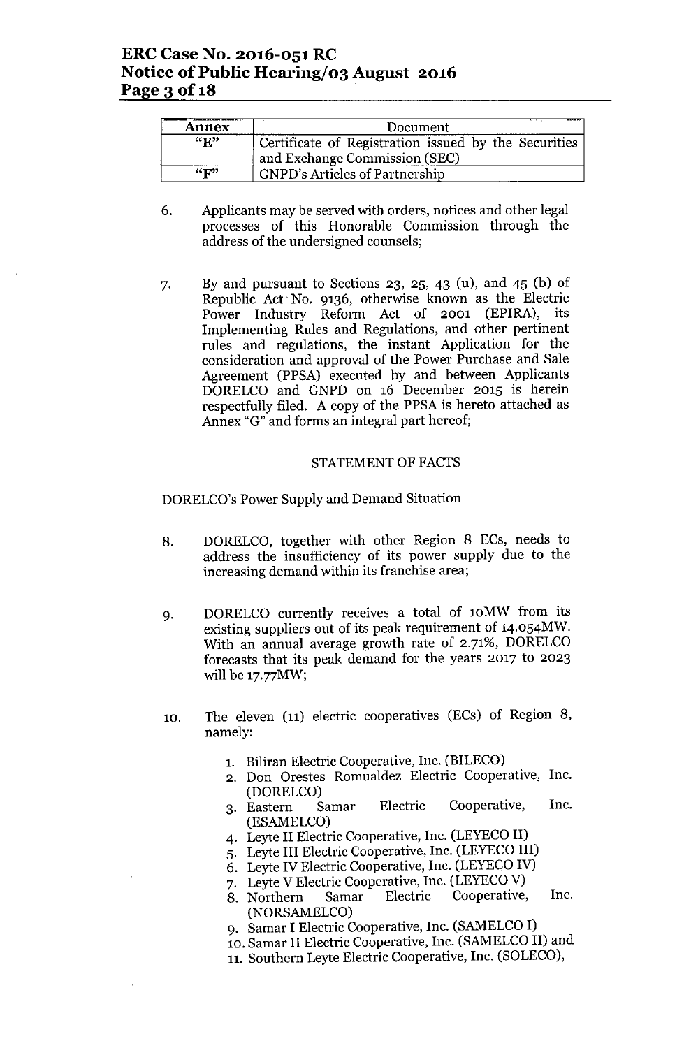| Annex | Document |
|---|---|
| "E" | Certificate of Registration issued by the Securities and Exchange Commission (SEC) |
| "F" | GNPD's Articles of Partnership |

6. Applicants may be served with orders, notices and other legal processes of this Honorable Commission through the address of the undersigned counsels;

7. By and pursuant to Sections 23, 25, 43 (u), and 45 (b) of Republic Act No. 9136, otherwise known as the Electric Power Industry Reform Act of 2001 (EPIRA), its Implementing Rules and Regulations, and other pertinent rules and regulations, the instant Application for the consideration and approval of the Power Purchase and Sale Agreement (PPSA) executed by and between Applicants DORELCO and GNPD on 16 December 2015 is herein respectfully filed. A copy of the PPSA is hereto attached as Annex "G" and forms an integral part hereof;

STATEMENT OF FACTS

DORELCO's Power Supply and Demand Situation

8. DORELCO, together with other Region 8 ECs, needs to address the insufficiency of its power supply due to the increasing demand within its franchise area;

9. DORELCO currently receives a total of 10MW from its existing suppliers out of its peak requirement of 14.054MW. With an annual average growth rate of 2.71%, DORELCO forecasts that its peak demand for the years 2017 to 2023 will be 17.77MW;

10. The eleven (11) electric cooperatives (ECs) of Region 8, namely:

    1. Biliran Electric Cooperative, Inc. (BILECO)
    2. Don Orestes Romualdez Electric Cooperative, Inc. (DORELCO)
    3. Eastern Samar Electric Cooperative, Inc. (ESAMELCO)
    4. Leyte II Electric Cooperative, Inc. (LEYECO II)
    5. Leyte III Electric Cooperative, Inc. (LEYECO III)
    6. Leyte IV Electric Cooperative, Inc. (LEYECO IV)
    7. Leyte V Electric Cooperative, Inc. (LEYECO V)
    8. Northern Samar Electric Cooperative, Inc. (NORSAMELCO)
    9. Samar I Electric Cooperative, Inc. (SAMELCO I)
    10. Samar II Electric Cooperative, Inc. (SAMELCO II) and
    11. Southern Leyte Electric Cooperative, Inc. (SOLECO),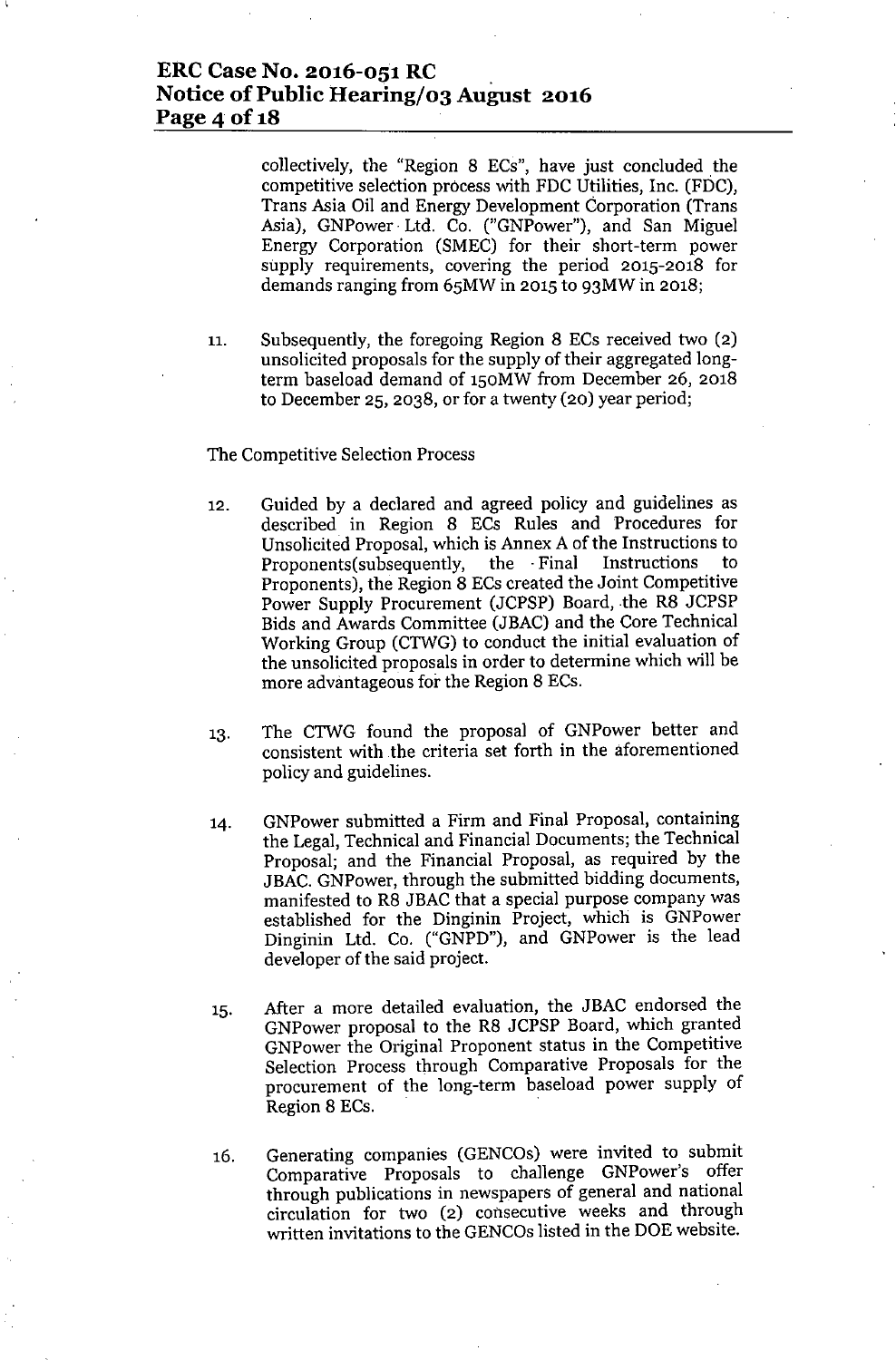collectively, the "Region 8 ECs", have just concluded the competitive selection process with FDC Utilities, Inc. (FDC), Trans Asia Oil and Energy Development Corporation (Trans Asia), GNPower Ltd. Co. ("GNPower"), and San Miguel Energy Corporation (SMEC) for their short-term power supply requirements, covering the period 2015-2018 for demands ranging from 65MW in 2015 to 93MW in 2018;

11. Subsequently, the foregoing Region 8 ECs received two (2) unsolicited proposals for the supply of their aggregated long-term baseload demand of 150MW from December 26, 2018 to December 25, 2038, or for a twenty (20) year period;

The Competitive Selection Process

12. Guided by a declared and agreed policy and guidelines as described in Region 8 ECs Rules and Procedures for Unsolicited Proposal, which is Annex A of the Instructions to Proponents(subsequently, the Final Instructions to Proponents), the Region 8 ECs created the Joint Competitive Power Supply Procurement (JCPSP) Board, the R8 JCPSP Bids and Awards Committee (JBAC) and the Core Technical Working Group (CTWG) to conduct the initial evaluation of the unsolicited proposals in order to determine which will be more advantageous for the Region 8 ECs.

13. The CTWG found the proposal of GNPower better and consistent with the criteria set forth in the aforementioned policy and guidelines.

14. GNPower submitted a Firm and Final Proposal, containing the Legal, Technical and Financial Documents; the Technical Proposal; and the Financial Proposal, as required by the JBAC. GNPower, through the submitted bidding documents, manifested to R8 JBAC that a special purpose company was established for the Dinginin Project, which is GNPower Dinginin Ltd. Co. ("GNPD"), and GNPower is the lead developer of the said project.

15. After a more detailed evaluation, the JBAC endorsed the GNPower proposal to the R8 JCPSP Board, which granted GNPower the Original Proponent status in the Competitive Selection Process through Comparative Proposals for the procurement of the long-term baseload power supply of Region 8 ECs.

16. Generating companies (GENCOs) were invited to submit Comparative Proposals to challenge GNPower's offer through publications in newspapers of general and national circulation for two (2) consecutive weeks and through written invitations to the GENCOs listed in the DOE website.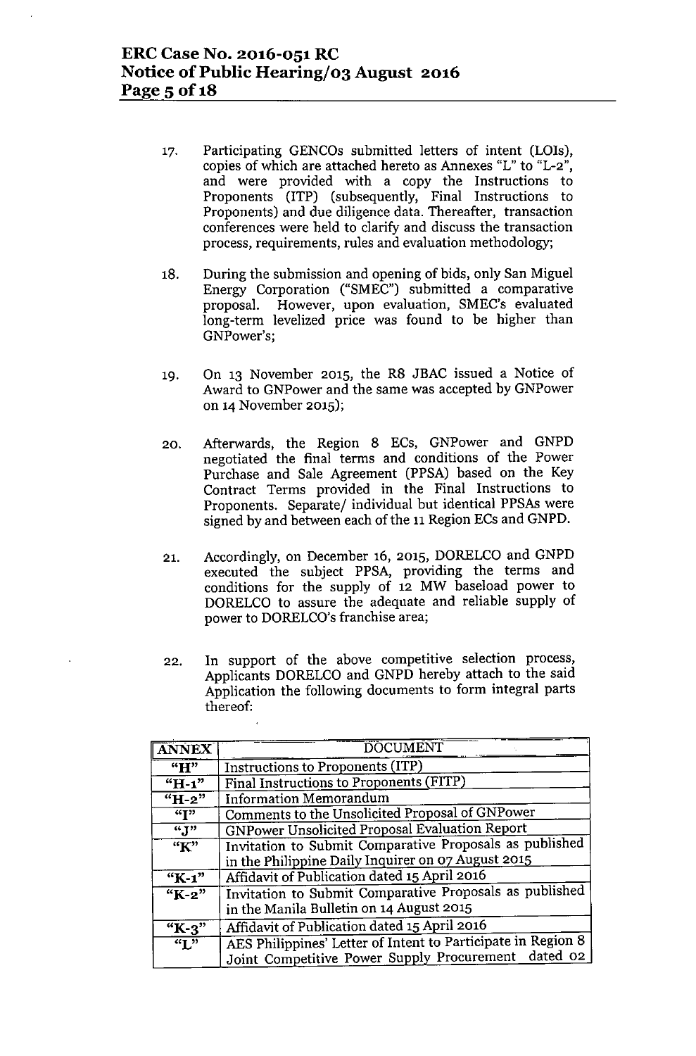17. Participating GENCOs submitted letters of intent (LOIs), copies of which are attached hereto as Annexes "L" to "L-2", and were provided with a copy the Instructions to Proponents (ITP) (subsequently, Final Instructions to Proponents) and due diligence data. Thereafter, transaction conferences were held to clarify and discuss the transaction process, requirements, rules and evaluation methodology;

18. During the submission and opening of bids, only San Miguel Energy Corporation ("SMEC") submitted a comparative proposal. However, upon evaluation, SMEC's evaluated long-term levelized price was found to be higher than GNPower's;

19. On 13 November 2015, the R8 JBAC issued a Notice of Award to GNPower and the same was accepted by GNPower on 14 November 2015);

20. Afterwards, the Region 8 ECs, GNPower and GNPD negotiated the final terms and conditions of the Power Purchase and Sale Agreement (PPSA) based on the Key Contract Terms provided in the Final Instructions to Proponents. Separate/ individual but identical PPSAs were signed by and between each of the 11 Region ECs and GNPD.

21. Accordingly, on December 16, 2015, DORELCO and GNPD executed the subject PPSA, providing the terms and conditions for the supply of 12 MW baseload power to DORELCO to assure the adequate and reliable supply of power to DORELCO's franchise area;

22. In support of the above competitive selection process, Applicants DORELCO and GNPD hereby attach to the said Application the following documents to form integral parts thereof:

| ANNEX | DOCUMENT |
|---|---|
| "H" | Instructions to Proponents (ITP) |
| "H-1" | Final Instructions to Proponents (FITP) |
| "H-2" | Information Memorandum |
| "I" | Comments to the Unsolicited Proposal of GNPower |
| "J" | GNPower Unsolicited Proposal Evaluation Report |
| "K" | Invitation to Submit Comparative Proposals as published in the Philippine Daily Inquirer on 07 August 2015 |
| "K-1" | Affidavit of Publication dated 15 April 2016 |
| "K-2" | Invitation to Submit Comparative Proposals as published in the Manila Bulletin on 14 August 2015 |
| "K-3" | Affidavit of Publication dated 15 April 2016 |
| "L" | AES Philippines' Letter of Intent to Participate in Region 8 Joint Competitive Power Supply Procurement dated 02 |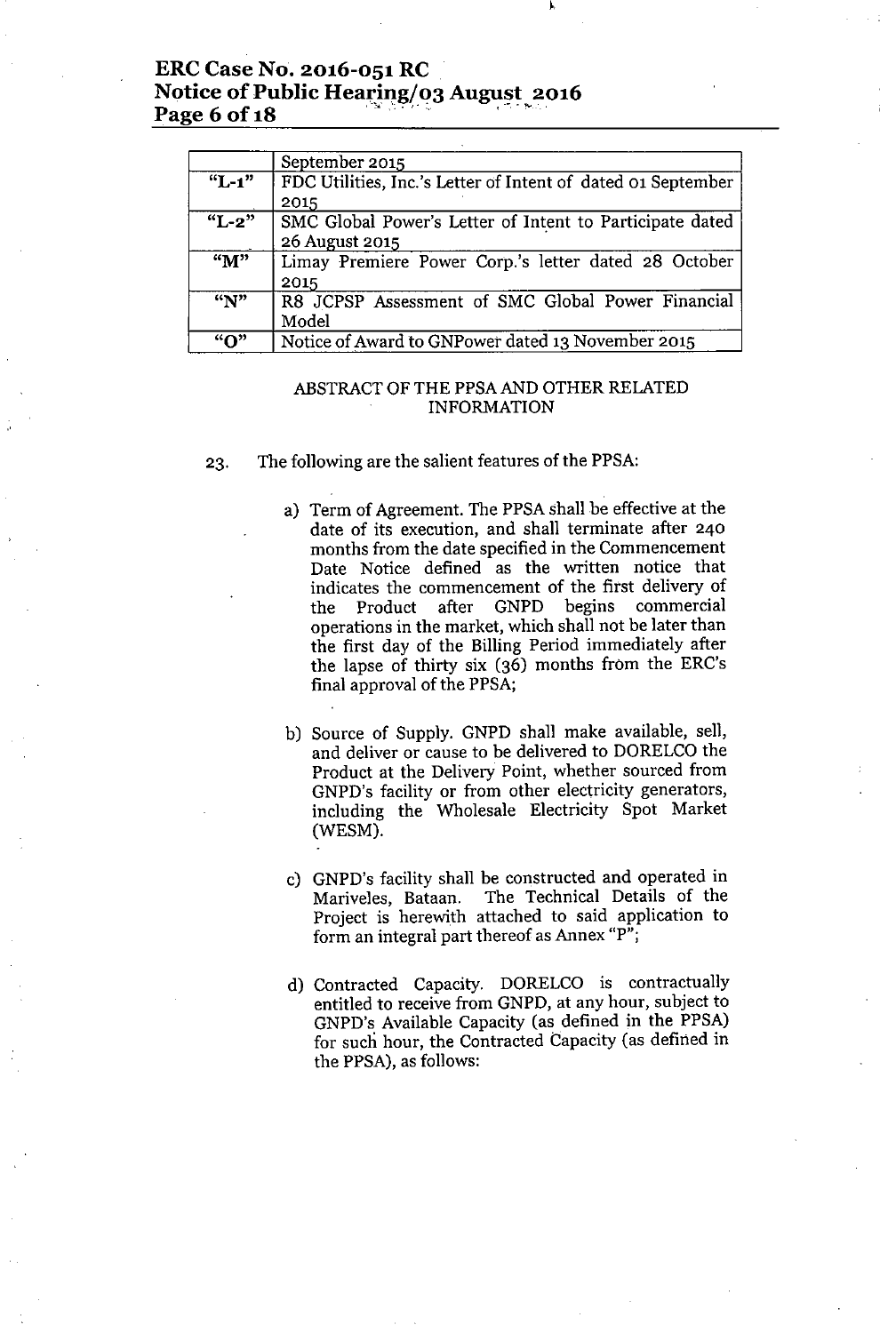| | |
|---|---|
| | September 2015 |
| "L-1" | FDC Utilities, Inc.'s Letter of Intent of dated 01 September 2015 |
| "L-2" | SMC Global Power's Letter of Intent to Participate dated 26 August 2015 |
| "M" | Limay Premiere Power Corp.'s letter dated 28 October 2015 |
| "N" | R8 JCPSP Assessment of SMC Global Power Financial Model |
| "O" | Notice of Award to GNPower dated 13 November 2015 |

ABSTRACT OF THE PPSA AND OTHER RELATED INFORMATION

23. The following are the salient features of the PPSA:

a) Term of Agreement. The PPSA shall be effective at the date of its execution, and shall terminate after 240 months from the date specified in the Commencement Date Notice defined as the written notice that indicates the commencement of the first delivery of the Product after GNPD begins commercial operations in the market, which shall not be later than the first day of the Billing Period immediately after the lapse of thirty six (36) months from the ERC's final approval of the PPSA;

b) Source of Supply. GNPD shall make available, sell, and deliver or cause to be delivered to DORELCO the Product at the Delivery Point, whether sourced from GNPD's facility or from other electricity generators, including the Wholesale Electricity Spot Market (WESM).

c) GNPD's facility shall be constructed and operated in Mariveles, Bataan. The Technical Details of the Project is herewith attached to said application to form an integral part thereof as Annex "P";

d) Contracted Capacity. DORELCO is contractually entitled to receive from GNPD, at any hour, subject to GNPD's Available Capacity (as defined in the PPSA) for such hour, the Contracted Capacity (as defined in the PPSA), as follows: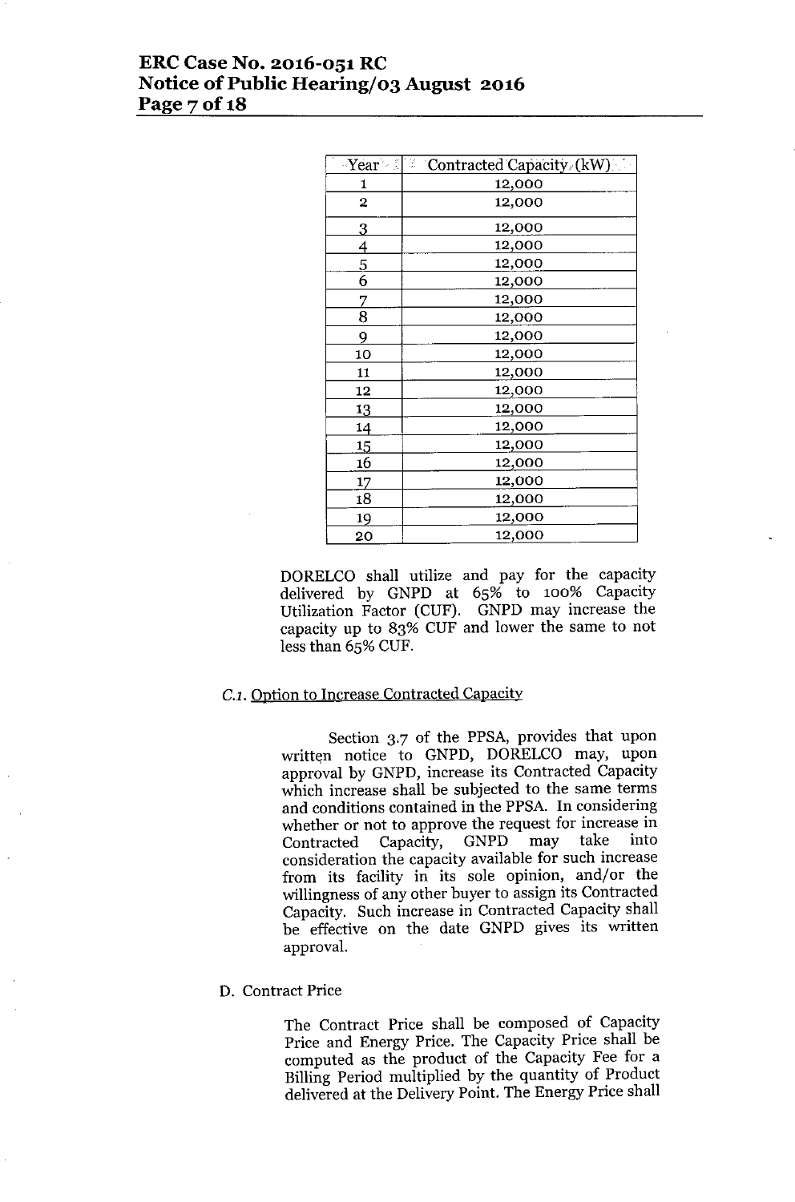| Year | Contracted Capacity (kW) |
| --- | --- |
| 1 | 12,000 |
| 2 | 12,000 |
| 3 | 12,000 |
| 4 | 12,000 |
| 5 | 12,000 |
| 6 | 12,000 |
| 7 | 12,000 |
| 8 | 12,000 |
| 9 | 12,000 |
| 10 | 12,000 |
| 11 | 12,000 |
| 12 | 12,000 |
| 13 | 12,000 |
| 14 | 12,000 |
| 15 | 12,000 |
| 16 | 12,000 |
| 17 | 12,000 |
| 18 | 12,000 |
| 19 | 12,000 |
| 20 | 12,000 |

DORELCO shall utilize and pay for the capacity delivered by GNPD at 65% to 100% Capacity Utilization Factor (CUF). GNPD may increase the capacity up to 83% CUF and lower the same to not less than 65% CUF.

*C.1.* Option to Increase Contracted Capacity

Section 3.7 of the PPSA, provides that upon written notice to GNPD, DORELCO may, upon approval by GNPD, increase its Contracted Capacity which increase shall be subjected to the same terms and conditions contained in the PPSA. In considering whether or not to approve the request for increase in Contracted Capacity, GNPD may take into consideration the capacity available for such increase from its facility in its sole opinion, and/or the willingness of any other buyer to assign its Contracted Capacity. Such increase in Contracted Capacity shall be effective on the date GNPD gives its written approval.

D. Contract Price

The Contract Price shall be composed of Capacity Price and Energy Price. The Capacity Price shall be computed as the product of the Capacity Fee for a Billing Period multiplied by the quantity of Product delivered at the Delivery Point. The Energy Price shall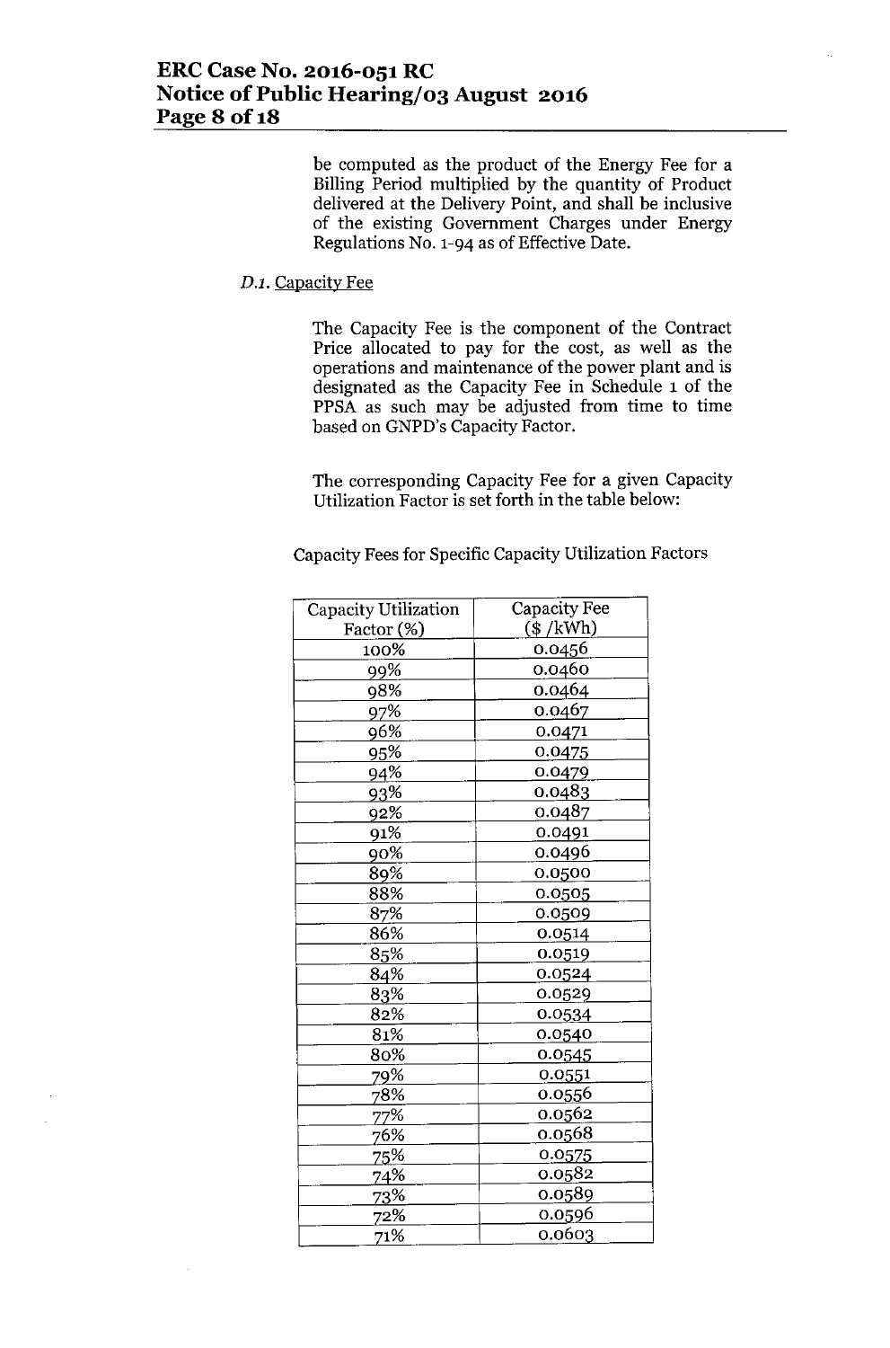be computed as the product of the Energy Fee for a Billing Period multiplied by the quantity of Product delivered at the Delivery Point, and shall be inclusive of the existing Government Charges under Energy Regulations No. 1-94 as of Effective Date.

*D.1.* Capacity Fee

The Capacity Fee is the component of the Contract Price allocated to pay for the cost, as well as the operations and maintenance of the power plant and is designated as the Capacity Fee in Schedule 1 of the PPSA as such may be adjusted from time to time based on GNPD's Capacity Factor.

The corresponding Capacity Fee for a given Capacity Utilization Factor is set forth in the table below:

Capacity Fees for Specific Capacity Utilization Factors

| Capacity Utilization Factor (%) | Capacity Fee ($ /kWh) |
|---|---|
| 100% | 0.0456 |
| 99% | 0.0460 |
| 98% | 0.0464 |
| 97% | 0.0467 |
| 96% | 0.0471 |
| 95% | 0.0475 |
| 94% | 0.0479 |
| 93% | 0.0483 |
| 92% | 0.0487 |
| 91% | 0.0491 |
| 90% | 0.0496 |
| 89% | 0.0500 |
| 88% | 0.0505 |
| 87% | 0.0509 |
| 86% | 0.0514 |
| 85% | 0.0519 |
| 84% | 0.0524 |
| 83% | 0.0529 |
| 82% | 0.0534 |
| 81% | 0.0540 |
| 80% | 0.0545 |
| 79% | 0.0551 |
| 78% | 0.0556 |
| 77% | 0.0562 |
| 76% | 0.0568 |
| 75% | 0.0575 |
| 74% | 0.0582 |
| 73% | 0.0589 |
| 72% | 0.0596 |
| 71% | 0.0603 |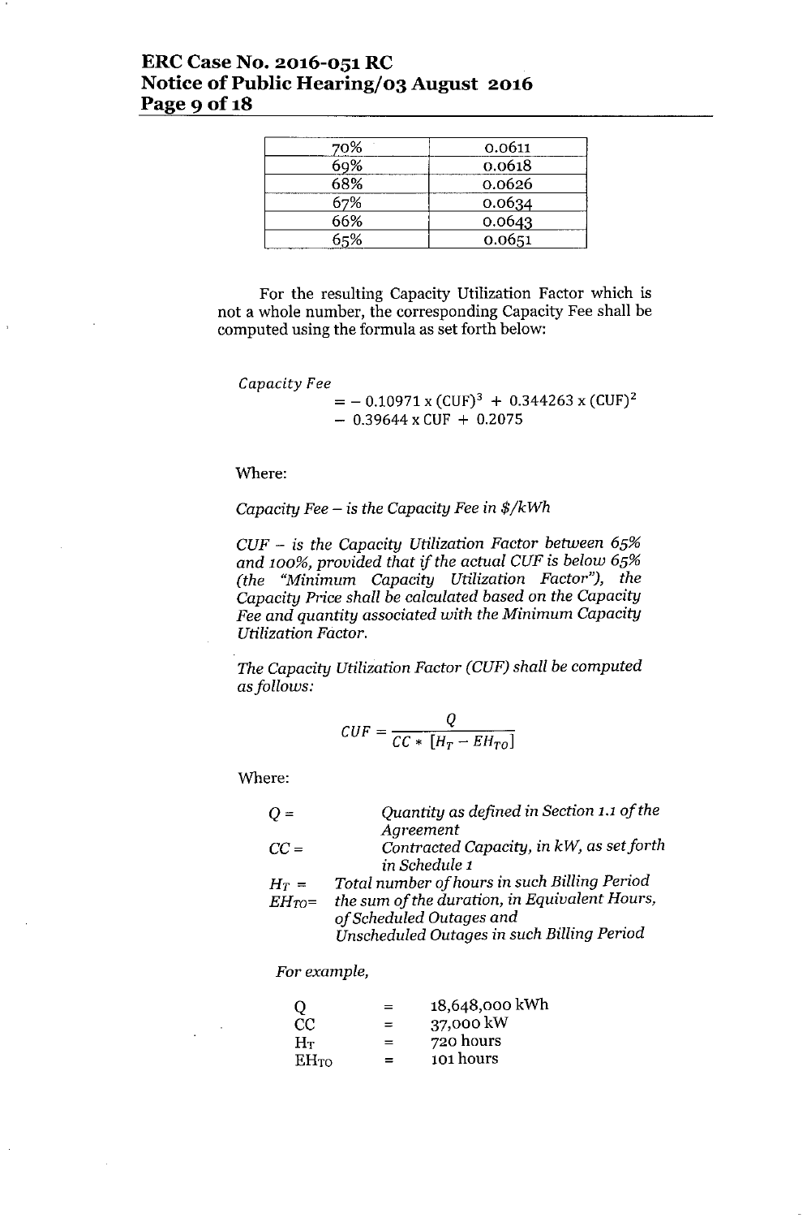| 70% | 0.0611 |
|---|---|
| 69% | 0.0618 |
| 68% | 0.0626 |
| 67% | 0.0634 |
| 66% | 0.0643 |
| 65% | 0.0651 |

For the resulting Capacity Utilization Factor which is not a whole number, the corresponding Capacity Fee shall be computed using the formula as set forth below:

$$\text{Capacity Fee} = -\,0.10971 \times (\text{CUF})^3 + 0.344263 \times (\text{CUF})^2 - 0.39644 \times \text{CUF} + 0.2075$$

Where:

*Capacity Fee – is the Capacity Fee in $/kWh*

*CUF – is the Capacity Utilization Factor between 65% and 100%, provided that if the actual CUF is below 65% (the "Minimum Capacity Utilization Factor"), the Capacity Price shall be calculated based on the Capacity Fee and quantity associated with the Minimum Capacity Utilization Factor.*

*The Capacity Utilization Factor (CUF) shall be computed as follows:*

$$CUF = \frac{Q}{CC * [H_T - EH_{TO}]}$$

Where:

| | |
|---|---|
| $Q$ = | *Quantity as defined in Section 1.1 of the Agreement* |
| $CC$ = | *Contracted Capacity, in kW, as set forth in Schedule 1* |
| $H_T$ = | *Total number of hours in such Billing Period* |
| $EH_{TO}$ = | *the sum of the duration, in Equivalent Hours, of Scheduled Outages and Unscheduled Outages in such Billing Period* |

*For example,*

| | | |
|---|---|---|
| Q | = | 18,648,000 kWh |
| CC | = | 37,000 kW |
| $H_T$ | = | 720 hours |
| $EH_{TO}$ | = | 101 hours |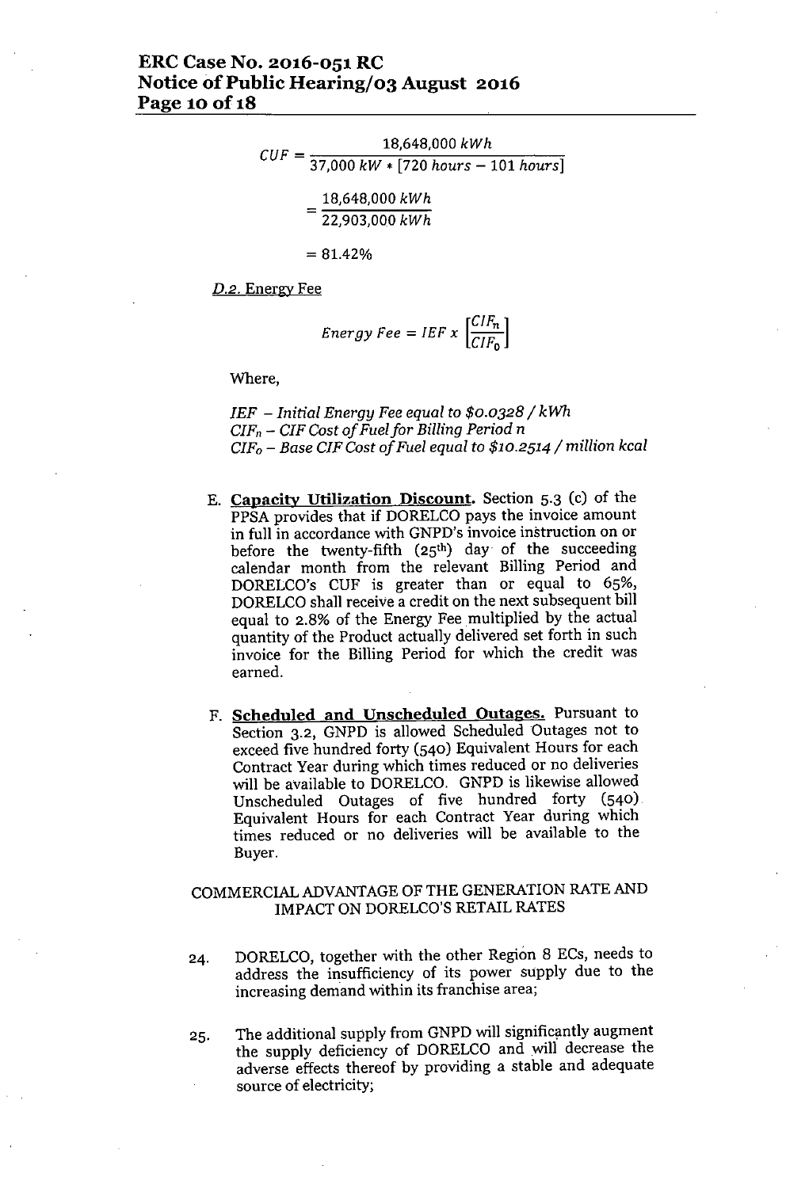$$CUF = \frac{18{,}648{,}000\ kWh}{37{,}000\ kW * [720\ hours - 101\ hours]}$$

$$= \frac{18{,}648{,}000\ kWh}{22{,}903{,}000\ kWh}$$

$$= 81.42\%$$

D.2. Energy Fee

$$Energy\ Fee = IEF\ x\ \left[\frac{CIF_n}{CIF_0}\right]$$

Where,

*IEF – Initial Energy Fee equal to $0.0328 / kWh*
*$CIF_n$ – CIF Cost of Fuel for Billing Period n*
*$CIF_0$ – Base CIF Cost of Fuel equal to $10.2514 / million kcal*

E. **Capacity Utilization Discount.** Section 5.3 (c) of the PPSA provides that if DORELCO pays the invoice amount in full in accordance with GNPD's invoice instruction on or before the twenty-fifth (25th) day of the succeeding calendar month from the relevant Billing Period and DORELCO's CUF is greater than or equal to 65%, DORELCO shall receive a credit on the next subsequent bill equal to 2.8% of the Energy Fee multiplied by the actual quantity of the Product actually delivered set forth in such invoice for the Billing Period for which the credit was earned.

F. **Scheduled and Unscheduled Outages.** Pursuant to Section 3.2, GNPD is allowed Scheduled Outages not to exceed five hundred forty (540) Equivalent Hours for each Contract Year during which times reduced or no deliveries will be available to DORELCO. GNPD is likewise allowed Unscheduled Outages of five hundred forty (540) Equivalent Hours for each Contract Year during which times reduced or no deliveries will be available to the Buyer.

## COMMERCIAL ADVANTAGE OF THE GENERATION RATE AND IMPACT ON DORELCO'S RETAIL RATES

24. DORELCO, together with the other Region 8 ECs, needs to address the insufficiency of its power supply due to the increasing demand within its franchise area;

25. The additional supply from GNPD will significantly augment the supply deficiency of DORELCO and will decrease the adverse effects thereof by providing a stable and adequate source of electricity;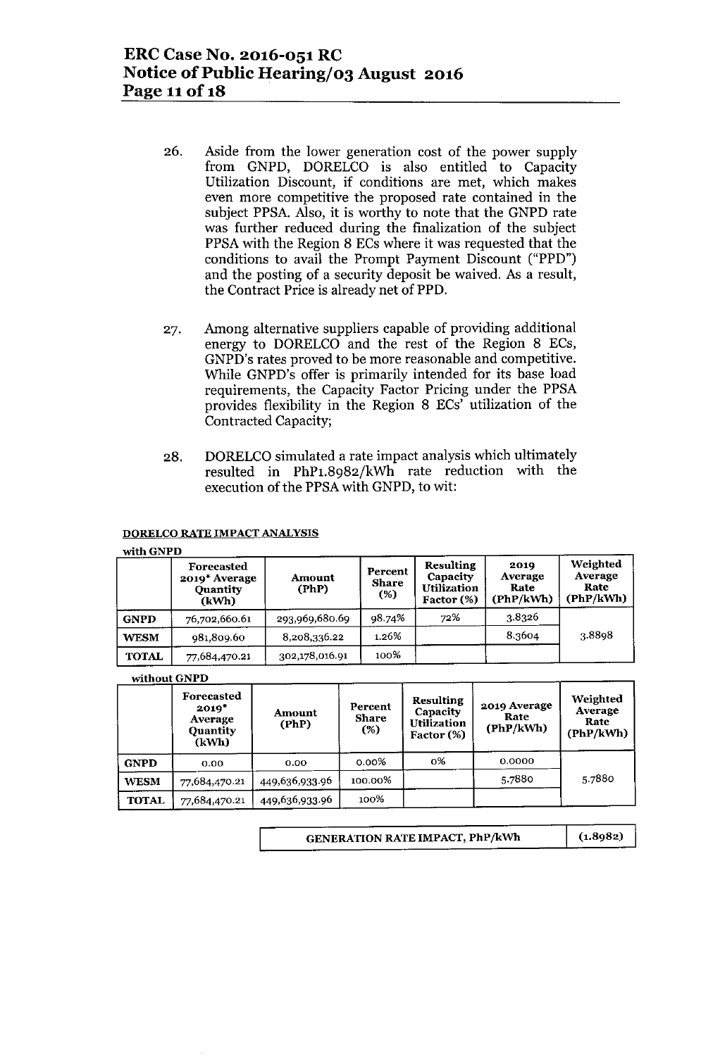26. Aside from the lower generation cost of the power supply from GNPD, DORELCO is also entitled to Capacity Utilization Discount, if conditions are met, which makes even more competitive the proposed rate contained in the subject PPSA. Also, it is worthy to note that the GNPD rate was further reduced during the finalization of the subject PPSA with the Region 8 ECs where it was requested that the conditions to avail the Prompt Payment Discount ("PPD") and the posting of a security deposit be waived. As a result, the Contract Price is already net of PPD.

27. Among alternative suppliers capable of providing additional energy to DORELCO and the rest of the Region 8 ECs, GNPD's rates proved to be more reasonable and competitive. While GNPD's offer is primarily intended for its base load requirements, the Capacity Factor Pricing under the PPSA provides flexibility in the Region 8 ECs' utilization of the Contracted Capacity;

28. DORELCO simulated a rate impact analysis which ultimately resulted in PhP1.8982/kWh rate reduction with the execution of the PPSA with GNPD, to wit:

**DORELCO RATE IMPACT ANALYSIS**

with GNPD

| | Forecasted 2019* Average Quantity (kWh) | Amount (PhP) | Percent Share (%) | Resulting Capacity Utilization Factor (%) | 2019 Average Rate (PhP/kWh) | Weighted Average Rate (PhP/kWh) |
|---|---|---|---|---|---|---|
| **GNPD** | 76,702,660.61 | 293,969,680.69 | 98.74% | 72% | 3.8326 | 3.8898 |
| **WESM** | 981,809.60 | 8,208,336.22 | 1.26% | | 8.3604 | |
| **TOTAL** | 77,684,470.21 | 302,178,016.91 | 100% | | | |

without GNPD

| | Forecasted 2019* Average Quantity (kWh) | Amount (PhP) | Percent Share (%) | Resulting Capacity Utilization Factor (%) | 2019 Average Rate (PhP/kWh) | Weighted Average Rate (PhP/kWh) |
|---|---|---|---|---|---|---|
| **GNPD** | 0.00 | 0.00 | 0.00% | 0% | 0.0000 | 5.7880 |
| **WESM** | 77,684,470.21 | 449,636,933.96 | 100.00% | | 5.7880 | |
| **TOTAL** | 77,684,470.21 | 449,636,933.96 | 100% | | | |

| GENERATION RATE IMPACT, PhP/kWh | (1.8982) |
|---|---|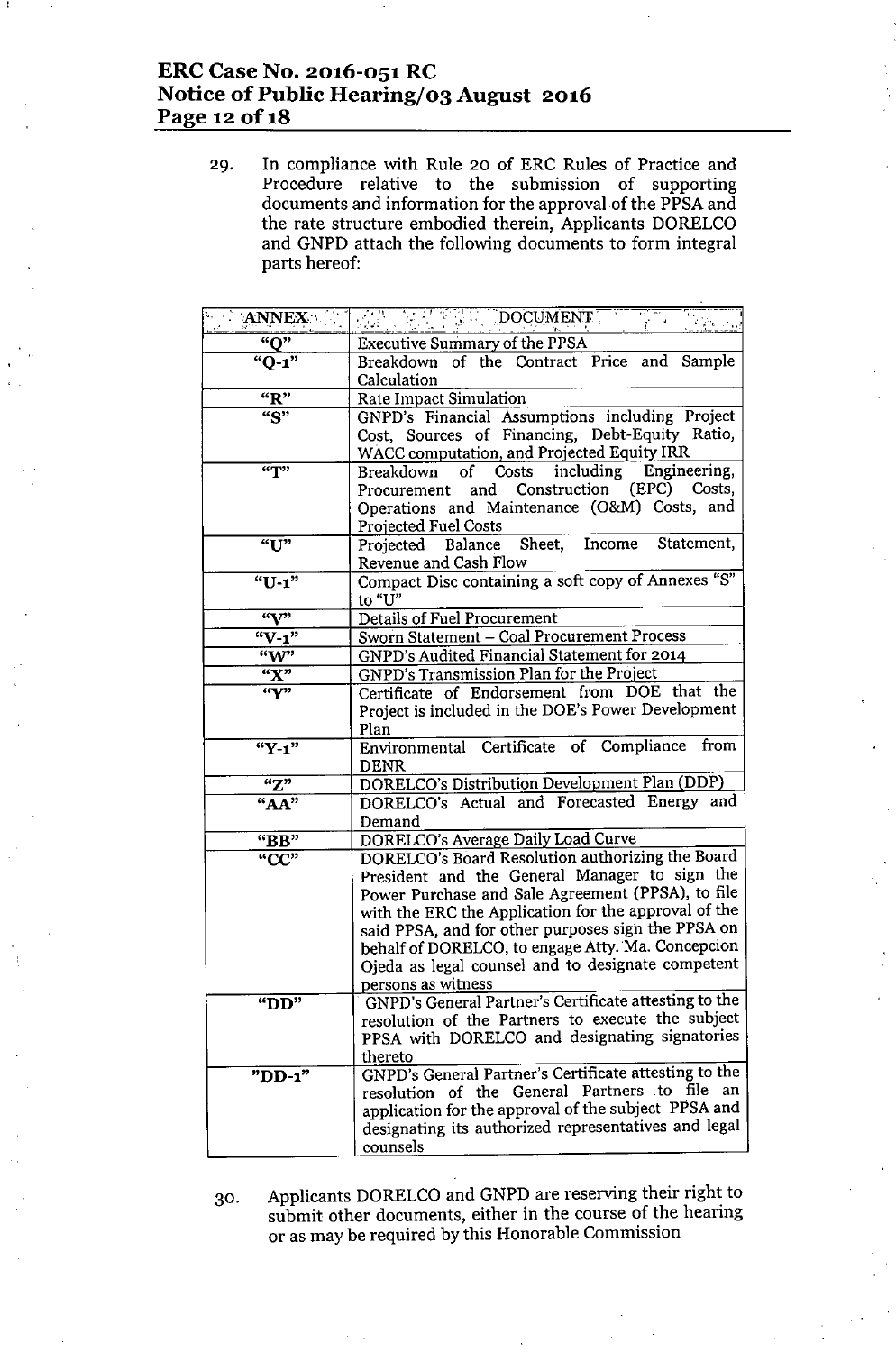29. In compliance with Rule 20 of ERC Rules of Practice and Procedure relative to the submission of supporting documents and information for the approval of the PPSA and the rate structure embodied therein, Applicants DORELCO and GNPD attach the following documents to form integral parts hereof:

| ANNEX | DOCUMENT |
|---|---|
| "Q" | Executive Summary of the PPSA |
| "Q-1" | Breakdown of the Contract Price and Sample Calculation |
| "R" | Rate Impact Simulation |
| "S" | GNPD's Financial Assumptions including Project Cost, Sources of Financing, Debt-Equity Ratio, WACC computation, and Projected Equity IRR |
| "T" | Breakdown of Costs including Engineering, Procurement and Construction (EPC) Costs, Operations and Maintenance (O&M) Costs, and Projected Fuel Costs |
| "U" | Projected Balance Sheet, Income Statement, Revenue and Cash Flow |
| "U-1" | Compact Disc containing a soft copy of Annexes "S" to "U" |
| "V" | Details of Fuel Procurement |
| "V-1" | Sworn Statement – Coal Procurement Process |
| "W" | GNPD's Audited Financial Statement for 2014 |
| "X" | GNPD's Transmission Plan for the Project |
| "Y" | Certificate of Endorsement from DOE that the Project is included in the DOE's Power Development Plan |
| "Y-1" | Environmental Certificate of Compliance from DENR |
| "Z" | DORELCO's Distribution Development Plan (DDP) |
| "AA" | DORELCO's Actual and Forecasted Energy and Demand |
| "BB" | DORELCO's Average Daily Load Curve |
| "CC" | DORELCO's Board Resolution authorizing the Board President and the General Manager to sign the Power Purchase and Sale Agreement (PPSA), to file with the ERC the Application for the approval of the said PPSA, and for other purposes sign the PPSA on behalf of DORELCO, to engage Atty. Ma. Concepcion Ojeda as legal counsel and to designate competent persons as witness |
| "DD" | GNPD's General Partner's Certificate attesting to the resolution of the Partners to execute the subject PPSA with DORELCO and designating signatories thereto |
| "DD-1" | GNPD's General Partner's Certificate attesting to the resolution of the General Partners to file an application for the approval of the subject PPSA and designating its authorized representatives and legal counsels |

30. Applicants DORELCO and GNPD are reserving their right to submit other documents, either in the course of the hearing or as may be required by this Honorable Commission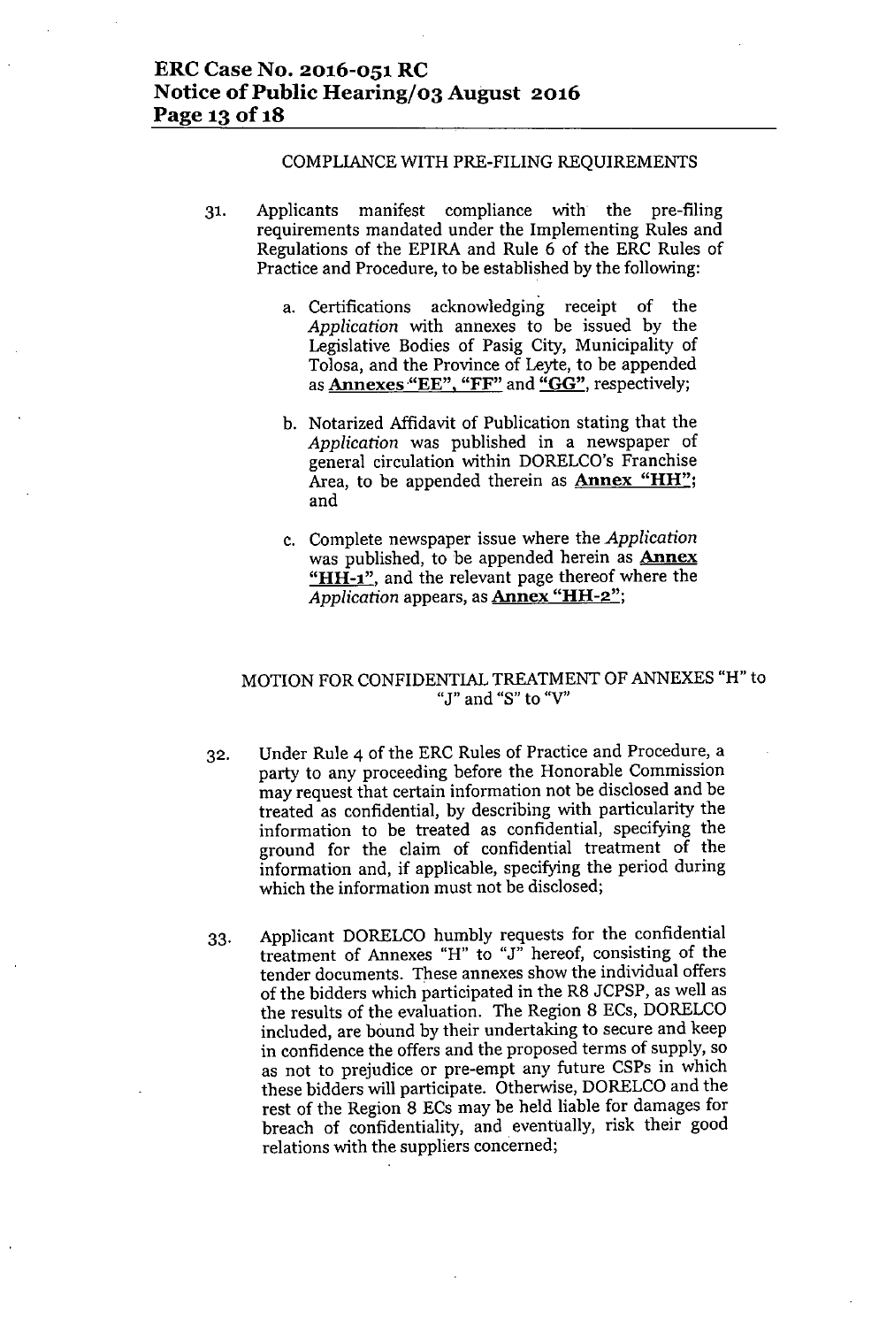COMPLIANCE WITH PRE-FILING REQUIREMENTS

31. Applicants manifest compliance with the pre-filing requirements mandated under the Implementing Rules and Regulations of the EPIRA and Rule 6 of the ERC Rules of Practice and Procedure, to be established by the following:

    a. Certifications acknowledging receipt of the *Application* with annexes to be issued by the Legislative Bodies of Pasig City, Municipality of Tolosa, and the Province of Leyte, to be appended as **Annexes "EE", "FF"** and **"GG"**, respectively;

    b. Notarized Affidavit of Publication stating that the *Application* was published in a newspaper of general circulation within DORELCO's Franchise Area, to be appended therein as **Annex "HH"**; and

    c. Complete newspaper issue where the *Application* was published, to be appended herein as **Annex "HH-1"**, and the relevant page thereof where the *Application* appears, as **Annex "HH-2"**;

MOTION FOR CONFIDENTIAL TREATMENT OF ANNEXES "H" to "J" and "S" to "V"

32. Under Rule 4 of the ERC Rules of Practice and Procedure, a party to any proceeding before the Honorable Commission may request that certain information not be disclosed and be treated as confidential, by describing with particularity the information to be treated as confidential, specifying the ground for the claim of confidential treatment of the information and, if applicable, specifying the period during which the information must not be disclosed;

33. Applicant DORELCO humbly requests for the confidential treatment of Annexes "H" to "J" hereof, consisting of the tender documents. These annexes show the individual offers of the bidders which participated in the R8 JCPSP, as well as the results of the evaluation. The Region 8 ECs, DORELCO included, are bound by their undertaking to secure and keep in confidence the offers and the proposed terms of supply, so as not to prejudice or pre-empt any future CSPs in which these bidders will participate. Otherwise, DORELCO and the rest of the Region 8 ECs may be held liable for damages for breach of confidentiality, and eventually, risk their good relations with the suppliers concerned;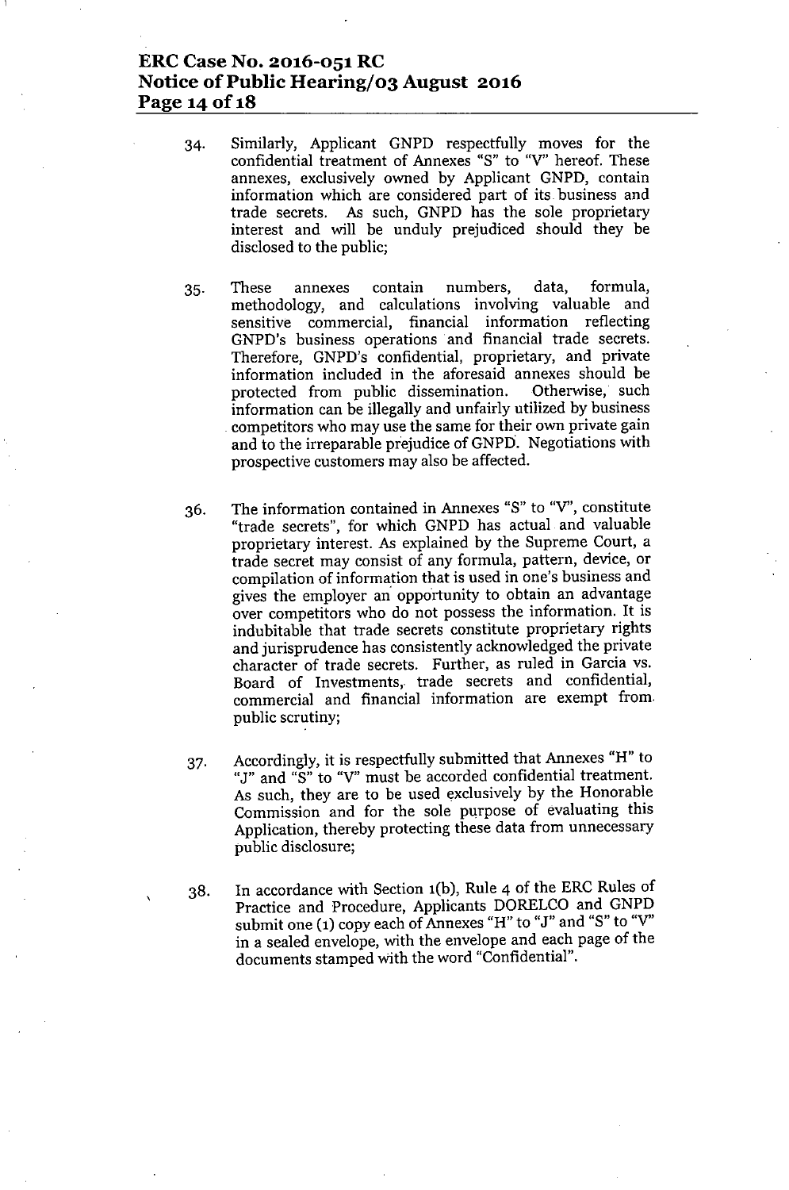34. Similarly, Applicant GNPD respectfully moves for the confidential treatment of Annexes "S" to "V" hereof. These annexes, exclusively owned by Applicant GNPD, contain information which are considered part of its business and trade secrets. As such, GNPD has the sole proprietary interest and will be unduly prejudiced should they be disclosed to the public;

35. These annexes contain numbers, data, formula, methodology, and calculations involving valuable and sensitive commercial, financial information reflecting GNPD's business operations and financial trade secrets. Therefore, GNPD's confidential, proprietary, and private information included in the aforesaid annexes should be protected from public dissemination. Otherwise, such information can be illegally and unfairly utilized by business competitors who may use the same for their own private gain and to the irreparable prejudice of GNPD. Negotiations with prospective customers may also be affected.

36. The information contained in Annexes "S" to "V", constitute "trade secrets", for which GNPD has actual and valuable proprietary interest. As explained by the Supreme Court, a trade secret may consist of any formula, pattern, device, or compilation of information that is used in one's business and gives the employer an opportunity to obtain an advantage over competitors who do not possess the information. It is indubitable that trade secrets constitute proprietary rights and jurisprudence has consistently acknowledged the private character of trade secrets. Further, as ruled in Garcia vs. Board of Investments, trade secrets and confidential, commercial and financial information are exempt from public scrutiny;

37. Accordingly, it is respectfully submitted that Annexes "H" to "J" and "S" to "V" must be accorded confidential treatment. As such, they are to be used exclusively by the Honorable Commission and for the sole purpose of evaluating this Application, thereby protecting these data from unnecessary public disclosure;

38. In accordance with Section 1(b), Rule 4 of the ERC Rules of Practice and Procedure, Applicants DORELCO and GNPD submit one (1) copy each of Annexes "H" to "J" and "S" to "V" in a sealed envelope, with the envelope and each page of the documents stamped with the word "Confidential".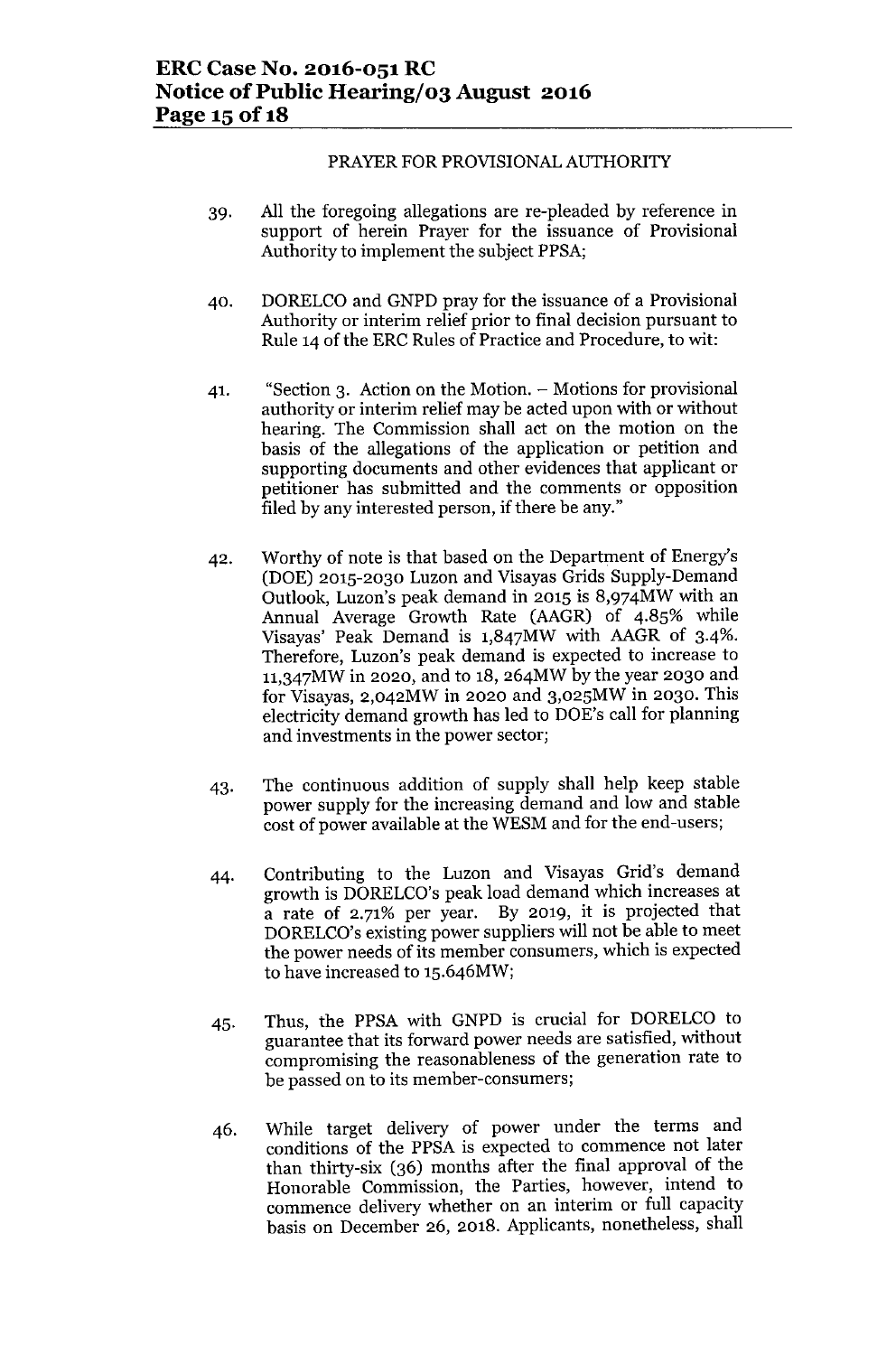PRAYER FOR PROVISIONAL AUTHORITY

39. All the foregoing allegations are re-pleaded by reference in support of herein Prayer for the issuance of Provisional Authority to implement the subject PPSA;

40. DORELCO and GNPD pray for the issuance of a Provisional Authority or interim relief prior to final decision pursuant to Rule 14 of the ERC Rules of Practice and Procedure, to wit:

41. "Section 3. Action on the Motion. – Motions for provisional authority or interim relief may be acted upon with or without hearing. The Commission shall act on the motion on the basis of the allegations of the application or petition and supporting documents and other evidences that applicant or petitioner has submitted and the comments or opposition filed by any interested person, if there be any."

42. Worthy of note is that based on the Department of Energy's (DOE) 2015-2030 Luzon and Visayas Grids Supply-Demand Outlook, Luzon's peak demand in 2015 is 8,974MW with an Annual Average Growth Rate (AAGR) of 4.85% while Visayas' Peak Demand is 1,847MW with AAGR of 3.4%. Therefore, Luzon's peak demand is expected to increase to 11,347MW in 2020, and to 18, 264MW by the year 2030 and for Visayas, 2,042MW in 2020 and 3,025MW in 2030. This electricity demand growth has led to DOE's call for planning and investments in the power sector;

43. The continuous addition of supply shall help keep stable power supply for the increasing demand and low and stable cost of power available at the WESM and for the end-users;

44. Contributing to the Luzon and Visayas Grid's demand growth is DORELCO's peak load demand which increases at a rate of 2.71% per year. By 2019, it is projected that DORELCO's existing power suppliers will not be able to meet the power needs of its member consumers, which is expected to have increased to 15.646MW;

45. Thus, the PPSA with GNPD is crucial for DORELCO to guarantee that its forward power needs are satisfied, without compromising the reasonableness of the generation rate to be passed on to its member-consumers;

46. While target delivery of power under the terms and conditions of the PPSA is expected to commence not later than thirty-six (36) months after the final approval of the Honorable Commission, the Parties, however, intend to commence delivery whether on an interim or full capacity basis on December 26, 2018. Applicants, nonetheless, shall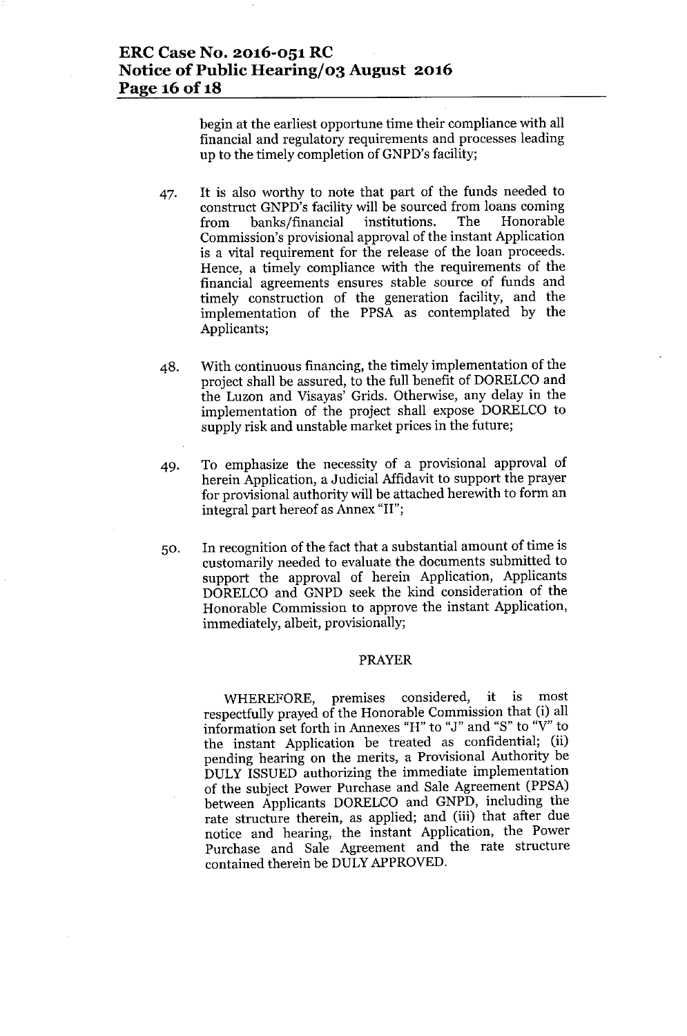begin at the earliest opportune time their compliance with all financial and regulatory requirements and processes leading up to the timely completion of GNPD's facility;

47. It is also worthy to note that part of the funds needed to construct GNPD's facility will be sourced from loans coming from banks/financial institutions. The Honorable Commission's provisional approval of the instant Application is a vital requirement for the release of the loan proceeds. Hence, a timely compliance with the requirements of the financial agreements ensures stable source of funds and timely construction of the generation facility, and the implementation of the PPSA as contemplated by the Applicants;

48. With continuous financing, the timely implementation of the project shall be assured, to the full benefit of DORELCO and the Luzon and Visayas' Grids. Otherwise, any delay in the implementation of the project shall expose DORELCO to supply risk and unstable market prices in the future;

49. To emphasize the necessity of a provisional approval of herein Application, a Judicial Affidavit to support the prayer for provisional authority will be attached herewith to form an integral part hereof as Annex "II";

50. In recognition of the fact that a substantial amount of time is customarily needed to evaluate the documents submitted to support the approval of herein Application, Applicants DORELCO and GNPD seek the kind consideration of the Honorable Commission to approve the instant Application, immediately, albeit, provisionally;

## PRAYER

WHEREFORE, premises considered, it is most respectfully prayed of the Honorable Commission that (i) all information set forth in Annexes "H" to "J" and "S" to "V" to the instant Application be treated as confidential; (ii) pending hearing on the merits, a Provisional Authority be DULY ISSUED authorizing the immediate implementation of the subject Power Purchase and Sale Agreement (PPSA) between Applicants DORELCO and GNPD, including the rate structure therein, as applied; and (iii) that after due notice and hearing, the instant Application, the Power Purchase and Sale Agreement and the rate structure contained therein be DULY APPROVED.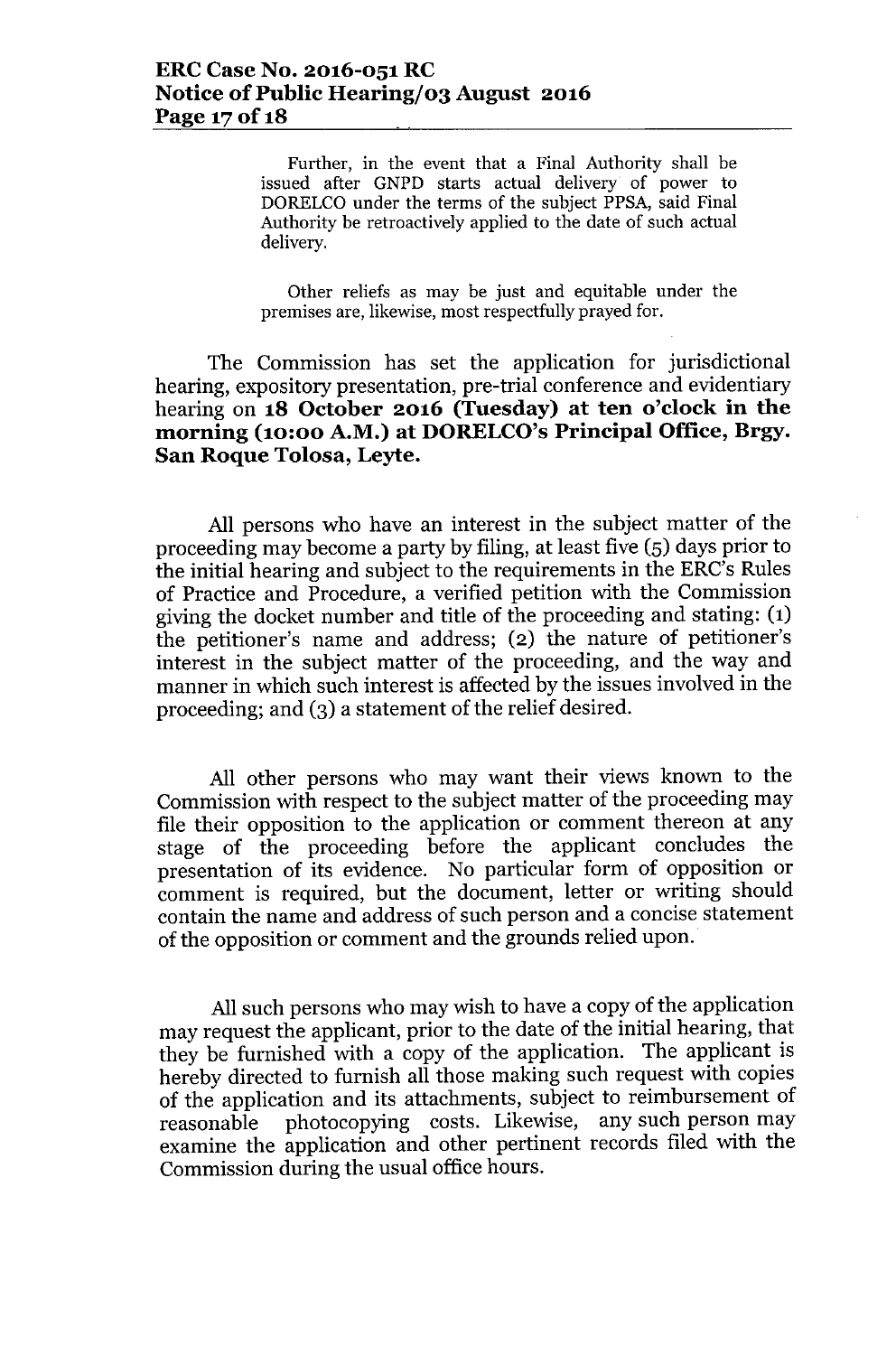> Further, in the event that a Final Authority shall be issued after GNPD starts actual delivery of power to DORELCO under the terms of the subject PPSA, said Final Authority be retroactively applied to the date of such actual delivery.
>
> Other reliefs as may be just and equitable under the premises are, likewise, most respectfully prayed for.

The Commission has set the application for jurisdictional hearing, expository presentation, pre-trial conference and evidentiary hearing on **18 October 2016 (Tuesday) at ten o'clock in the morning (10:00 A.M.) at DORELCO's Principal Office, Brgy. San Roque Tolosa, Leyte.**

All persons who have an interest in the subject matter of the proceeding may become a party by filing, at least five (5) days prior to the initial hearing and subject to the requirements in the ERC's Rules of Practice and Procedure, a verified petition with the Commission giving the docket number and title of the proceeding and stating: (1) the petitioner's name and address; (2) the nature of petitioner's interest in the subject matter of the proceeding, and the way and manner in which such interest is affected by the issues involved in the proceeding; and (3) a statement of the relief desired.

All other persons who may want their views known to the Commission with respect to the subject matter of the proceeding may file their opposition to the application or comment thereon at any stage of the proceeding before the applicant concludes the presentation of its evidence. No particular form of opposition or comment is required, but the document, letter or writing should contain the name and address of such person and a concise statement of the opposition or comment and the grounds relied upon.

All such persons who may wish to have a copy of the application may request the applicant, prior to the date of the initial hearing, that they be furnished with a copy of the application. The applicant is hereby directed to furnish all those making such request with copies of the application and its attachments, subject to reimbursement of reasonable photocopying costs. Likewise, any such person may examine the application and other pertinent records filed with the Commission during the usual office hours.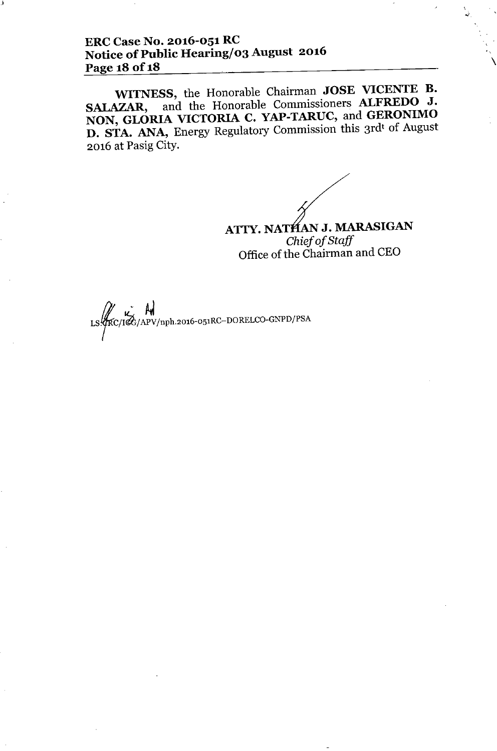**WITNESS**, the Honorable Chairman **JOSE VICENTE B. SALAZAR**, and the Honorable Commissioners **ALFREDO J. NON, GLORIA VICTORIA C. YAP-TARUC**, and **GERONIMO D. STA. ANA**, Energy Regulatory Commission this 3rd[t] of August 2016 at Pasig City.

**ATTY. NATHAN J. MARASIGAN**
*Chief of Staff*
Office of the Chairman and CEO

LS:CRC/ICG/APV/nph.2016-051RC–DORELCO-GNPD/PSA